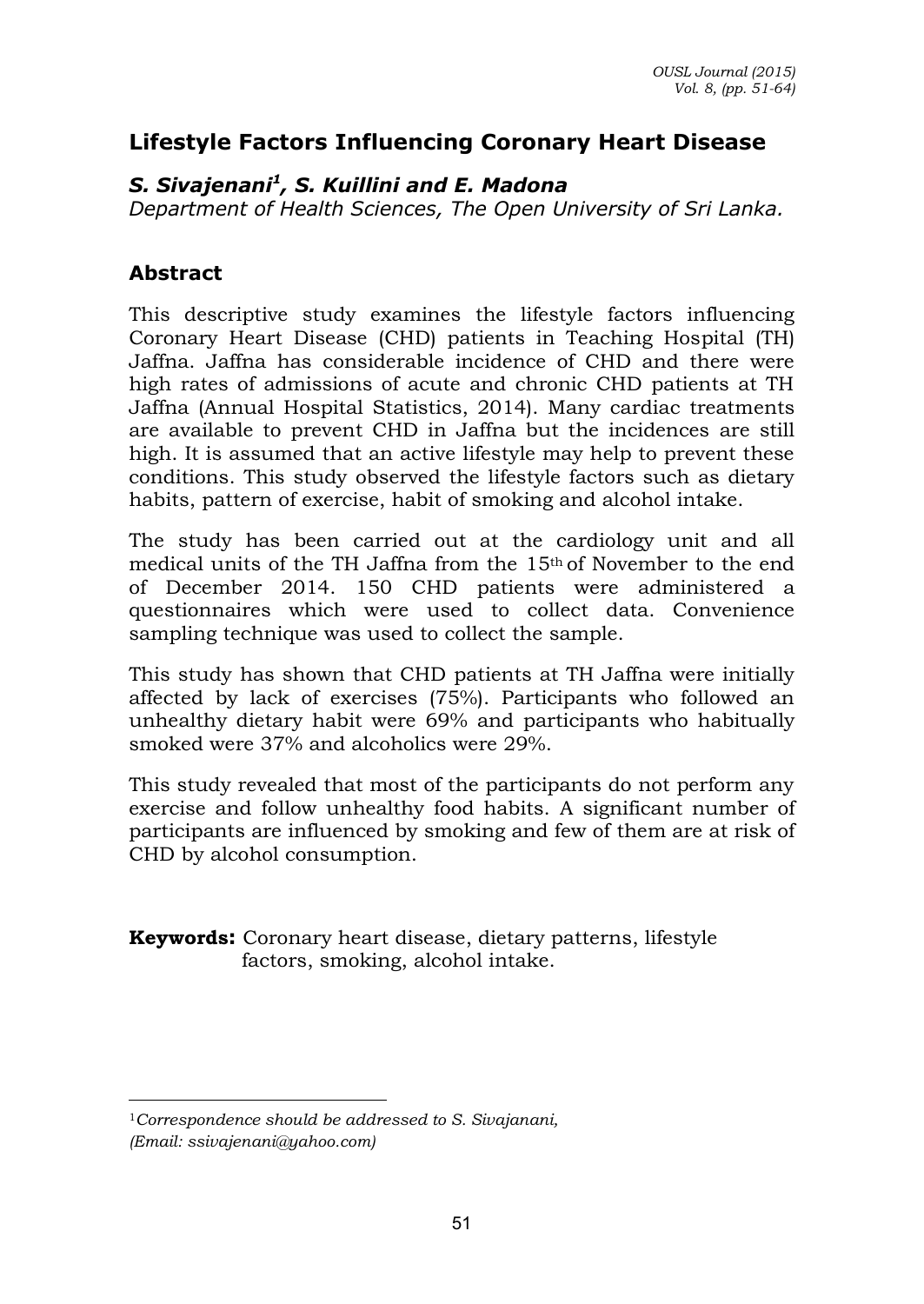# Lifestyle Factors Influencing Coronary Heart Disease

***S. Sivajenani[1], S. Kuillini and E. Madona***

*Department of Health Sciences, The Open University of Sri Lanka.*

## Abstract

This descriptive study examines the lifestyle factors influencing Coronary Heart Disease (CHD) patients in Teaching Hospital (TH) Jaffna. Jaffna has considerable incidence of CHD and there were high rates of admissions of acute and chronic CHD patients at TH Jaffna (Annual Hospital Statistics, 2014). Many cardiac treatments are available to prevent CHD in Jaffna but the incidences are still high. It is assumed that an active lifestyle may help to prevent these conditions. This study observed the lifestyle factors such as dietary habits, pattern of exercise, habit of smoking and alcohol intake.

The study has been carried out at the cardiology unit and all medical units of the TH Jaffna from the 15th of November to the end of December 2014. 150 CHD patients were administered a questionnaires which were used to collect data. Convenience sampling technique was used to collect the sample.

This study has shown that CHD patients at TH Jaffna were initially affected by lack of exercises (75%). Participants who followed an unhealthy dietary habit were 69% and participants who habitually smoked were 37% and alcoholics were 29%.

This study revealed that most of the participants do not perform any exercise and follow unhealthy food habits. A significant number of participants are influenced by smoking and few of them are at risk of CHD by alcohol consumption.

**Keywords:** Coronary heart disease, dietary patterns, lifestyle factors, smoking, alcohol intake.

---

[1]*Correspondence should be addressed to S. Sivajanani, (Email: ssivajenani@yahoo.com)*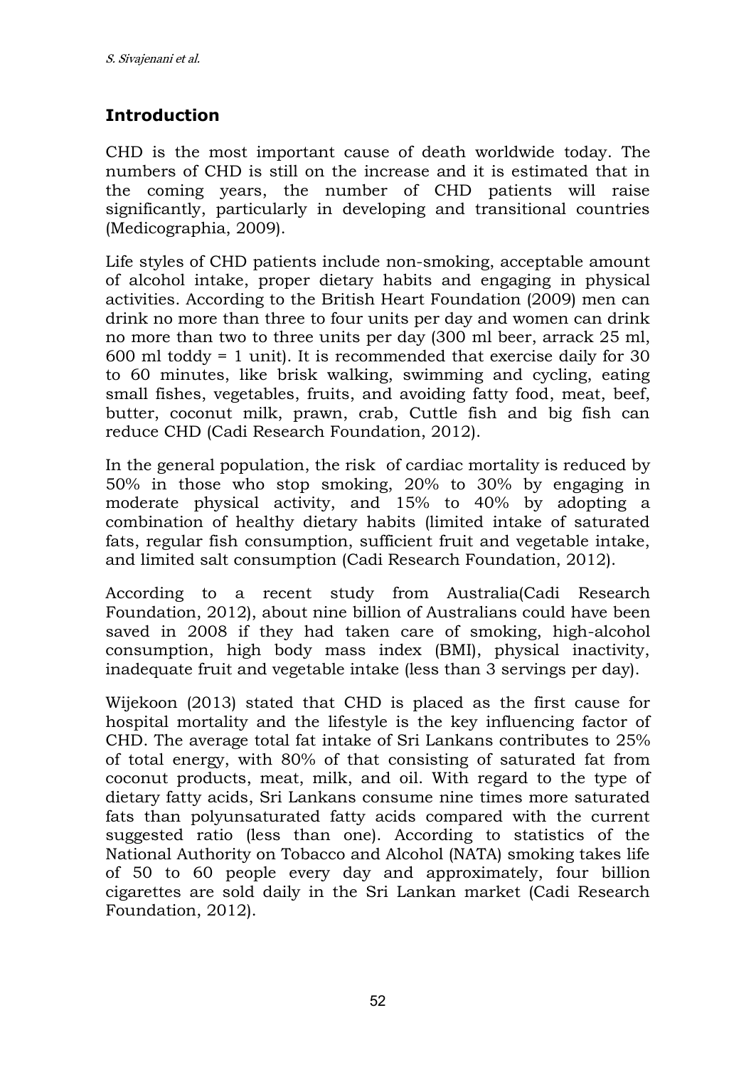## Introduction

CHD is the most important cause of death worldwide today. The numbers of CHD is still on the increase and it is estimated that in the coming years, the number of CHD patients will raise significantly, particularly in developing and transitional countries (Medicographia, 2009).

Life styles of CHD patients include non-smoking, acceptable amount of alcohol intake, proper dietary habits and engaging in physical activities. According to the British Heart Foundation (2009) men can drink no more than three to four units per day and women can drink no more than two to three units per day (300 ml beer, arrack 25 ml, 600 ml toddy = 1 unit). It is recommended that exercise daily for 30 to 60 minutes, like brisk walking, swimming and cycling, eating small fishes, vegetables, fruits, and avoiding fatty food, meat, beef, butter, coconut milk, prawn, crab, Cuttle fish and big fish can reduce CHD (Cadi Research Foundation, 2012).

In the general population, the risk of cardiac mortality is reduced by 50% in those who stop smoking, 20% to 30% by engaging in moderate physical activity, and 15% to 40% by adopting a combination of healthy dietary habits (limited intake of saturated fats, regular fish consumption, sufficient fruit and vegetable intake, and limited salt consumption (Cadi Research Foundation, 2012).

According to a recent study from Australia(Cadi Research Foundation, 2012), about nine billion of Australians could have been saved in 2008 if they had taken care of smoking, high-alcohol consumption, high body mass index (BMI), physical inactivity, inadequate fruit and vegetable intake (less than 3 servings per day).

Wijekoon (2013) stated that CHD is placed as the first cause for hospital mortality and the lifestyle is the key influencing factor of CHD. The average total fat intake of Sri Lankans contributes to 25% of total energy, with 80% of that consisting of saturated fat from coconut products, meat, milk, and oil. With regard to the type of dietary fatty acids, Sri Lankans consume nine times more saturated fats than polyunsaturated fatty acids compared with the current suggested ratio (less than one). According to statistics of the National Authority on Tobacco and Alcohol (NATA) smoking takes life of 50 to 60 people every day and approximately, four billion cigarettes are sold daily in the Sri Lankan market (Cadi Research Foundation, 2012).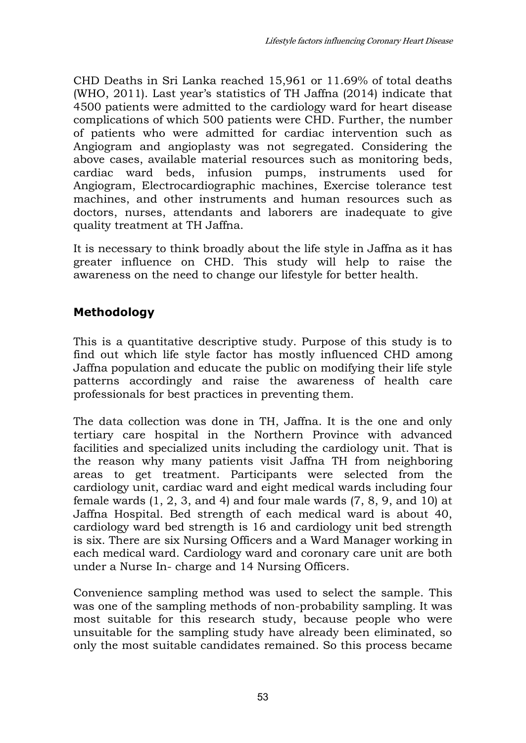CHD Deaths in Sri Lanka reached 15,961 or 11.69% of total deaths (WHO, 2011). Last year's statistics of TH Jaffna (2014) indicate that 4500 patients were admitted to the cardiology ward for heart disease complications of which 500 patients were CHD. Further, the number of patients who were admitted for cardiac intervention such as Angiogram and angioplasty was not segregated. Considering the above cases, available material resources such as monitoring beds, cardiac ward beds, infusion pumps, instruments used for Angiogram, Electrocardiographic machines, Exercise tolerance test machines, and other instruments and human resources such as doctors, nurses, attendants and laborers are inadequate to give quality treatment at TH Jaffna.

It is necessary to think broadly about the life style in Jaffna as it has greater influence on CHD. This study will help to raise the awareness on the need to change our lifestyle for better health.

## Methodology

This is a quantitative descriptive study. Purpose of this study is to find out which life style factor has mostly influenced CHD among Jaffna population and educate the public on modifying their life style patterns accordingly and raise the awareness of health care professionals for best practices in preventing them.

The data collection was done in TH, Jaffna. It is the one and only tertiary care hospital in the Northern Province with advanced facilities and specialized units including the cardiology unit. That is the reason why many patients visit Jaffna TH from neighboring areas to get treatment. Participants were selected from the cardiology unit, cardiac ward and eight medical wards including four female wards (1, 2, 3, and 4) and four male wards (7, 8, 9, and 10) at Jaffna Hospital. Bed strength of each medical ward is about 40, cardiology ward bed strength is 16 and cardiology unit bed strength is six. There are six Nursing Officers and a Ward Manager working in each medical ward. Cardiology ward and coronary care unit are both under a Nurse In- charge and 14 Nursing Officers.

Convenience sampling method was used to select the sample. This was one of the sampling methods of non-probability sampling. It was most suitable for this research study, because people who were unsuitable for the sampling study have already been eliminated, so only the most suitable candidates remained. So this process became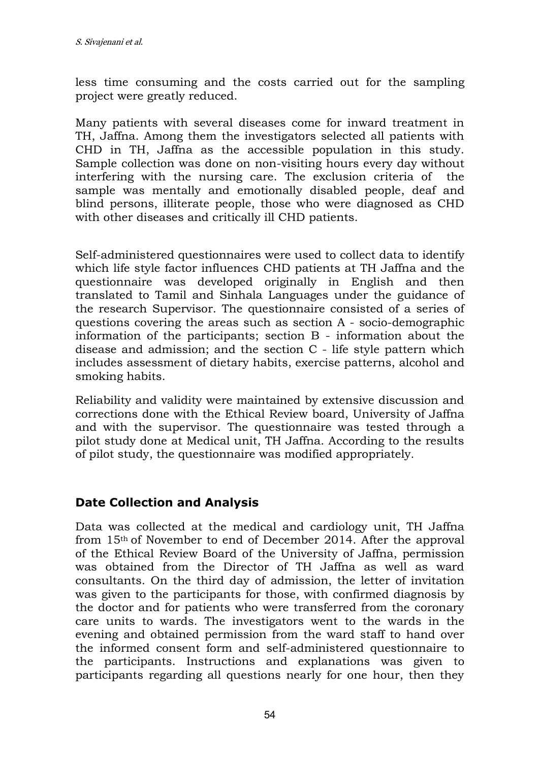less time consuming and the costs carried out for the sampling project were greatly reduced.

Many patients with several diseases come for inward treatment in TH, Jaffna. Among them the investigators selected all patients with CHD in TH, Jaffna as the accessible population in this study. Sample collection was done on non-visiting hours every day without interfering with the nursing care. The exclusion criteria of the sample was mentally and emotionally disabled people, deaf and blind persons, illiterate people, those who were diagnosed as CHD with other diseases and critically ill CHD patients.

Self-administered questionnaires were used to collect data to identify which life style factor influences CHD patients at TH Jaffna and the questionnaire was developed originally in English and then translated to Tamil and Sinhala Languages under the guidance of the research Supervisor. The questionnaire consisted of a series of questions covering the areas such as section A - socio-demographic information of the participants; section B - information about the disease and admission; and the section C - life style pattern which includes assessment of dietary habits, exercise patterns, alcohol and smoking habits.

Reliability and validity were maintained by extensive discussion and corrections done with the Ethical Review board, University of Jaffna and with the supervisor. The questionnaire was tested through a pilot study done at Medical unit, TH Jaffna. According to the results of pilot study, the questionnaire was modified appropriately.

## Date Collection and Analysis

Data was collected at the medical and cardiology unit, TH Jaffna from 15th of November to end of December 2014. After the approval of the Ethical Review Board of the University of Jaffna, permission was obtained from the Director of TH Jaffna as well as ward consultants. On the third day of admission, the letter of invitation was given to the participants for those, with confirmed diagnosis by the doctor and for patients who were transferred from the coronary care units to wards. The investigators went to the wards in the evening and obtained permission from the ward staff to hand over the informed consent form and self-administered questionnaire to the participants. Instructions and explanations was given to participants regarding all questions nearly for one hour, then they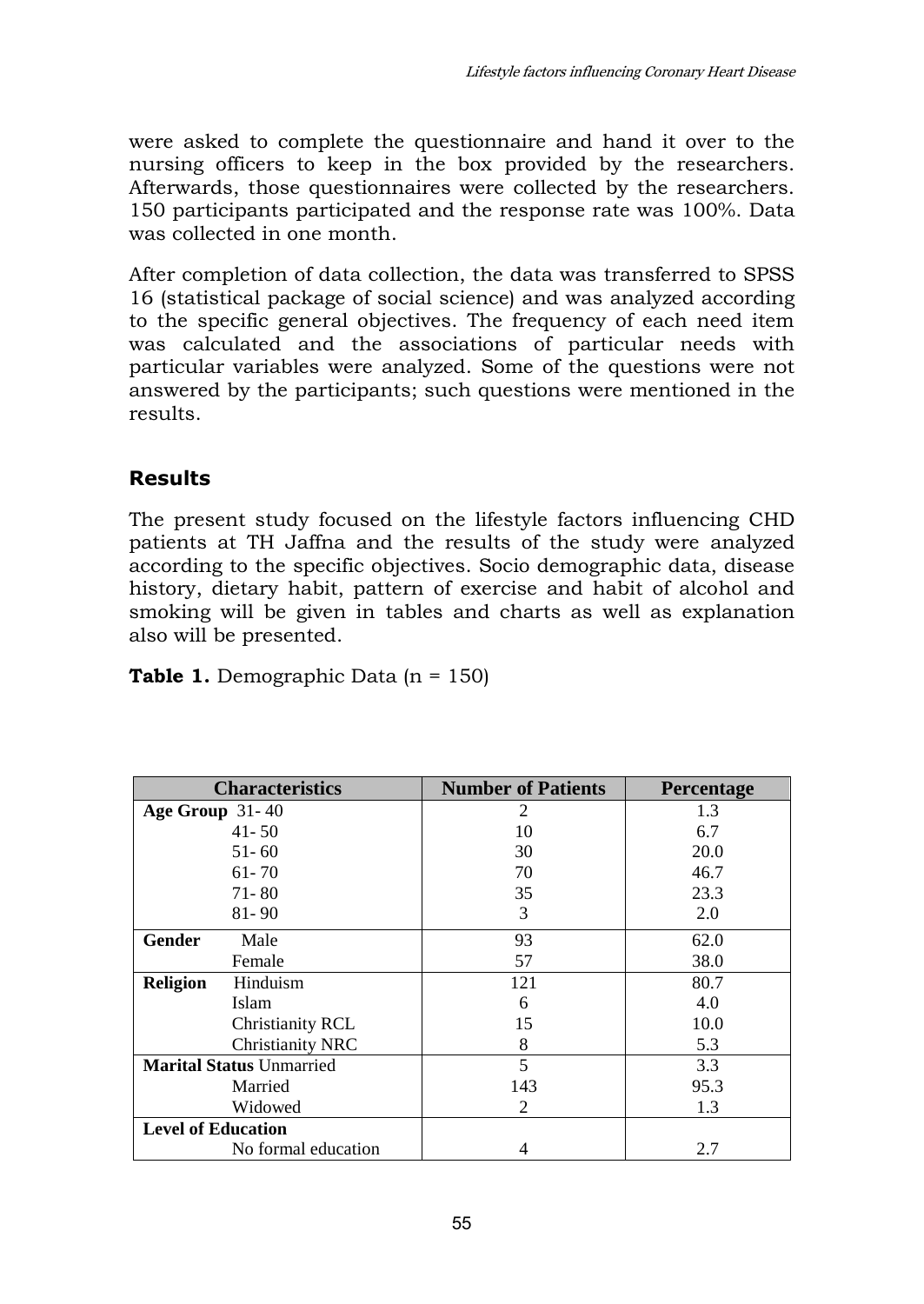were asked to complete the questionnaire and hand it over to the nursing officers to keep in the box provided by the researchers. Afterwards, those questionnaires were collected by the researchers. 150 participants participated and the response rate was 100%. Data was collected in one month.

After completion of data collection, the data was transferred to SPSS 16 (statistical package of social science) and was analyzed according to the specific general objectives. The frequency of each need item was calculated and the associations of particular needs with particular variables were analyzed. Some of the questions were not answered by the participants; such questions were mentioned in the results.

## Results

The present study focused on the lifestyle factors influencing CHD patients at TH Jaffna and the results of the study were analyzed according to the specific objectives. Socio demographic data, disease history, dietary habit, pattern of exercise and habit of alcohol and smoking will be given in tables and charts as well as explanation also will be presented.

**Table 1.** Demographic Data (n = 150)

| Characteristics | Number of Patients | Percentage |
|---|---|---|
| **Age Group** 31- 40 | 2 | 1.3 |
| 41- 50 | 10 | 6.7 |
| 51- 60 | 30 | 20.0 |
| 61- 70 | 70 | 46.7 |
| 71- 80 | 35 | 23.3 |
| 81- 90 | 3 | 2.0 |
| **Gender** Male | 93 | 62.0 |
| Female | 57 | 38.0 |
| **Religion** Hinduism | 121 | 80.7 |
| Islam | 6 | 4.0 |
| Christianity RCL | 15 | 10.0 |
| Christianity NRC | 8 | 5.3 |
| **Marital Status** Unmarried | 5 | 3.3 |
| Married | 143 | 95.3 |
| Widowed | 2 | 1.3 |
| **Level of Education** | | |
| No formal education | 4 | 2.7 |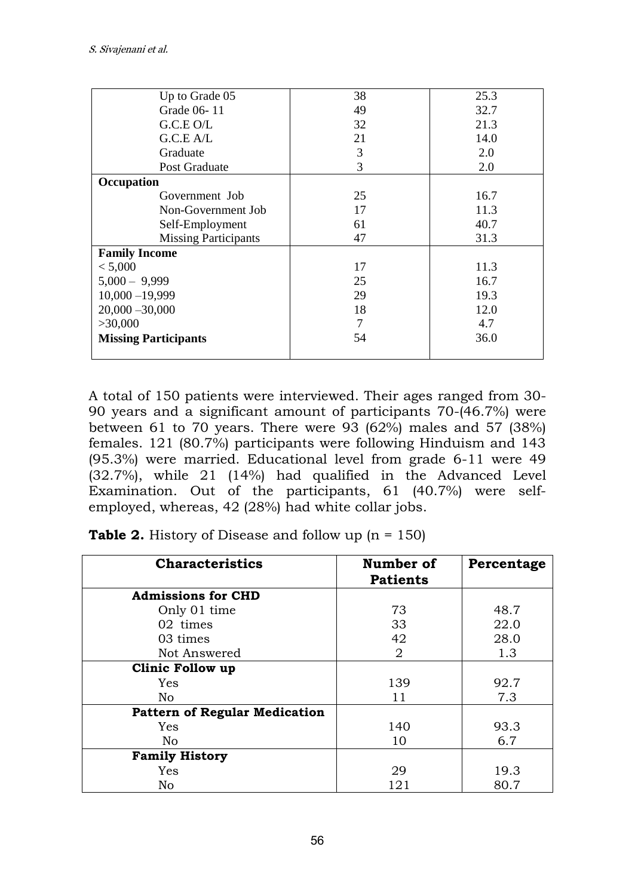| | | |
|---|---|---|
| Up to Grade 05 | 38 | 25.3 |
| Grade 06- 11 | 49 | 32.7 |
| G.C.E O/L | 32 | 21.3 |
| G.C.E A/L | 21 | 14.0 |
| Graduate | 3 | 2.0 |
| Post Graduate | 3 | 2.0 |
| **Occupation** | | |
| Government Job | 25 | 16.7 |
| Non-Government Job | 17 | 11.3 |
| Self-Employment | 61 | 40.7 |
| Missing Participants | 47 | 31.3 |
| **Family Income** | | |
| < 5,000 | 17 | 11.3 |
| 5,000 – 9,999 | 25 | 16.7 |
| 10,000 –19,999 | 29 | 19.3 |
| 20,000 –30,000 | 18 | 12.0 |
| >30,000 | 7 | 4.7 |
| **Missing Participants** | 54 | 36.0 |

A total of 150 patients were interviewed. Their ages ranged from 30-90 years and a significant amount of participants 70-(46.7%) were between 61 to 70 years. There were 93 (62%) males and 57 (38%) females. 121 (80.7%) participants were following Hinduism and 143 (95.3%) were married. Educational level from grade 6-11 were 49 (32.7%), while 21 (14%) had qualified in the Advanced Level Examination. Out of the participants, 61 (40.7%) were self-employed, whereas, 42 (28%) had white collar jobs.

**Table 2.** History of Disease and follow up (n = 150)

| Characteristics | Number of Patients | Percentage |
|---|---|---|
| **Admissions for CHD** | | |
| Only 01 time | 73 | 48.7 |
| 02 times | 33 | 22.0 |
| 03 times | 42 | 28.0 |
| Not Answered | 2 | 1.3 |
| **Clinic Follow up** | | |
| Yes | 139 | 92.7 |
| No | 11 | 7.3 |
| **Pattern of Regular Medication** | | |
| Yes | 140 | 93.3 |
| No | 10 | 6.7 |
| **Family History** | | |
| Yes | 29 | 19.3 |
| No | 121 | 80.7 |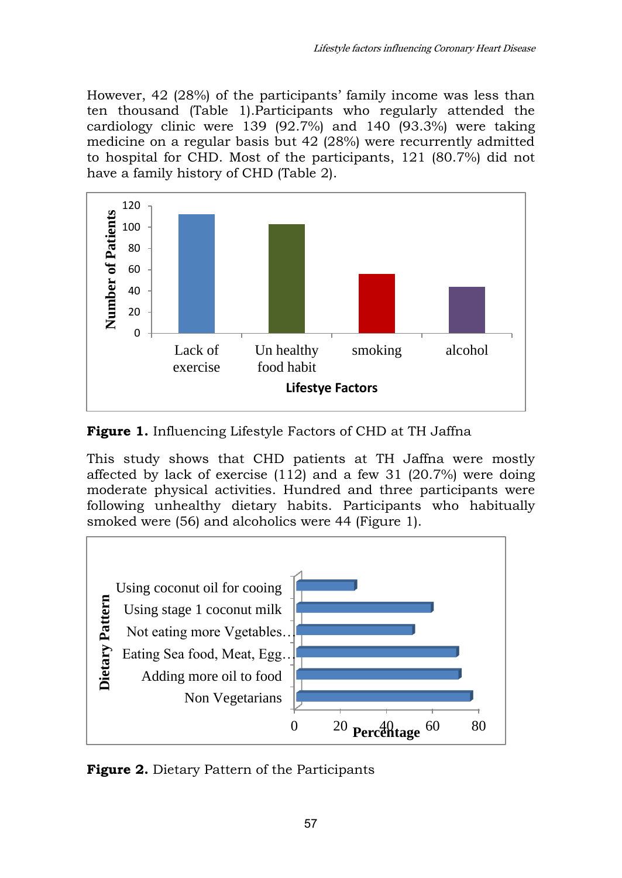However, 42 (28%) of the participants' family income was less than ten thousand (Table 1).Participants who regularly attended the cardiology clinic were 139 (92.7%) and 140 (93.3%) were taking medicine on a regular basis but 42 (28%) were recurrently admitted to hospital for CHD. Most of the participants, 121 (80.7%) did not have a family history of CHD (Table 2).

**Figure 1.** Influencing Lifestyle Factors of CHD at TH Jaffna

This study shows that CHD patients at TH Jaffna were mostly affected by lack of exercise (112) and a few 31 (20.7%) were doing moderate physical activities. Hundred and three participants were following unhealthy dietary habits. Participants who habitually smoked were (56) and alcoholics were 44 (Figure 1).

**Figure 2.** Dietary Pattern of the Participants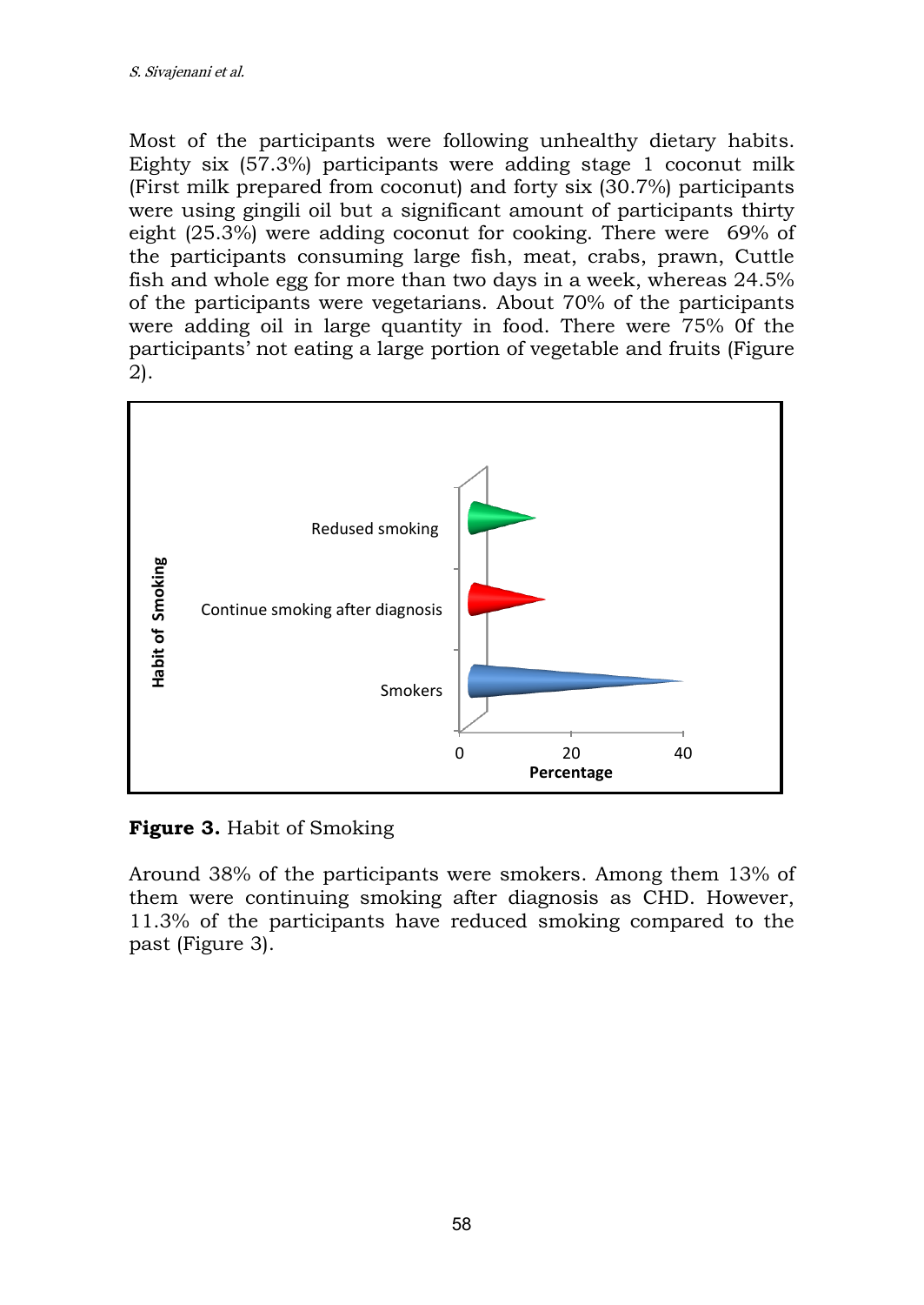Most of the participants were following unhealthy dietary habits. Eighty six (57.3%) participants were adding stage 1 coconut milk (First milk prepared from coconut) and forty six (30.7%) participants were using gingili oil but a significant amount of participants thirty eight (25.3%) were adding coconut for cooking. There were 69% of the participants consuming large fish, meat, crabs, prawn, Cuttle fish and whole egg for more than two days in a week, whereas 24.5% of the participants were vegetarians. About 70% of the participants were adding oil in large quantity in food. There were 75% 0f the participants' not eating a large portion of vegetable and fruits (Figure 2).

**Figure 3.** Habit of Smoking

Around 38% of the participants were smokers. Among them 13% of them were continuing smoking after diagnosis as CHD. However, 11.3% of the participants have reduced smoking compared to the past (Figure 3).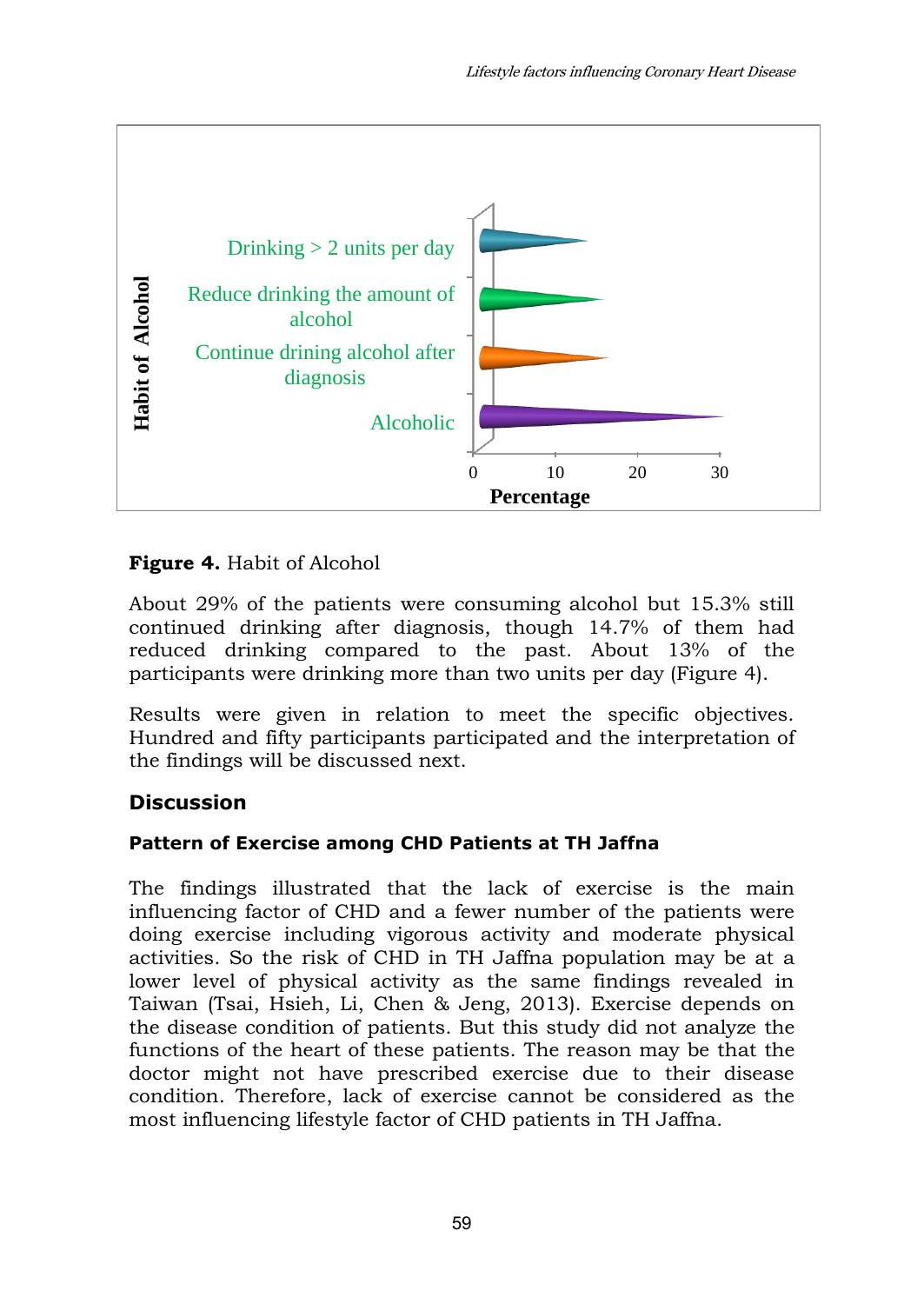**Figure 4.** Habit of Alcohol

About 29% of the patients were consuming alcohol but 15.3% still continued drinking after diagnosis, though 14.7% of them had reduced drinking compared to the past. About 13% of the participants were drinking more than two units per day (Figure 4).

Results were given in relation to meet the specific objectives. Hundred and fifty participants participated and the interpretation of the findings will be discussed next.

## Discussion

### Pattern of Exercise among CHD Patients at TH Jaffna

The findings illustrated that the lack of exercise is the main influencing factor of CHD and a fewer number of the patients were doing exercise including vigorous activity and moderate physical activities. So the risk of CHD in TH Jaffna population may be at a lower level of physical activity as the same findings revealed in Taiwan (Tsai, Hsieh, Li, Chen & Jeng, 2013). Exercise depends on the disease condition of patients. But this study did not analyze the functions of the heart of these patients. The reason may be that the doctor might not have prescribed exercise due to their disease condition. Therefore, lack of exercise cannot be considered as the most influencing lifestyle factor of CHD patients in TH Jaffna.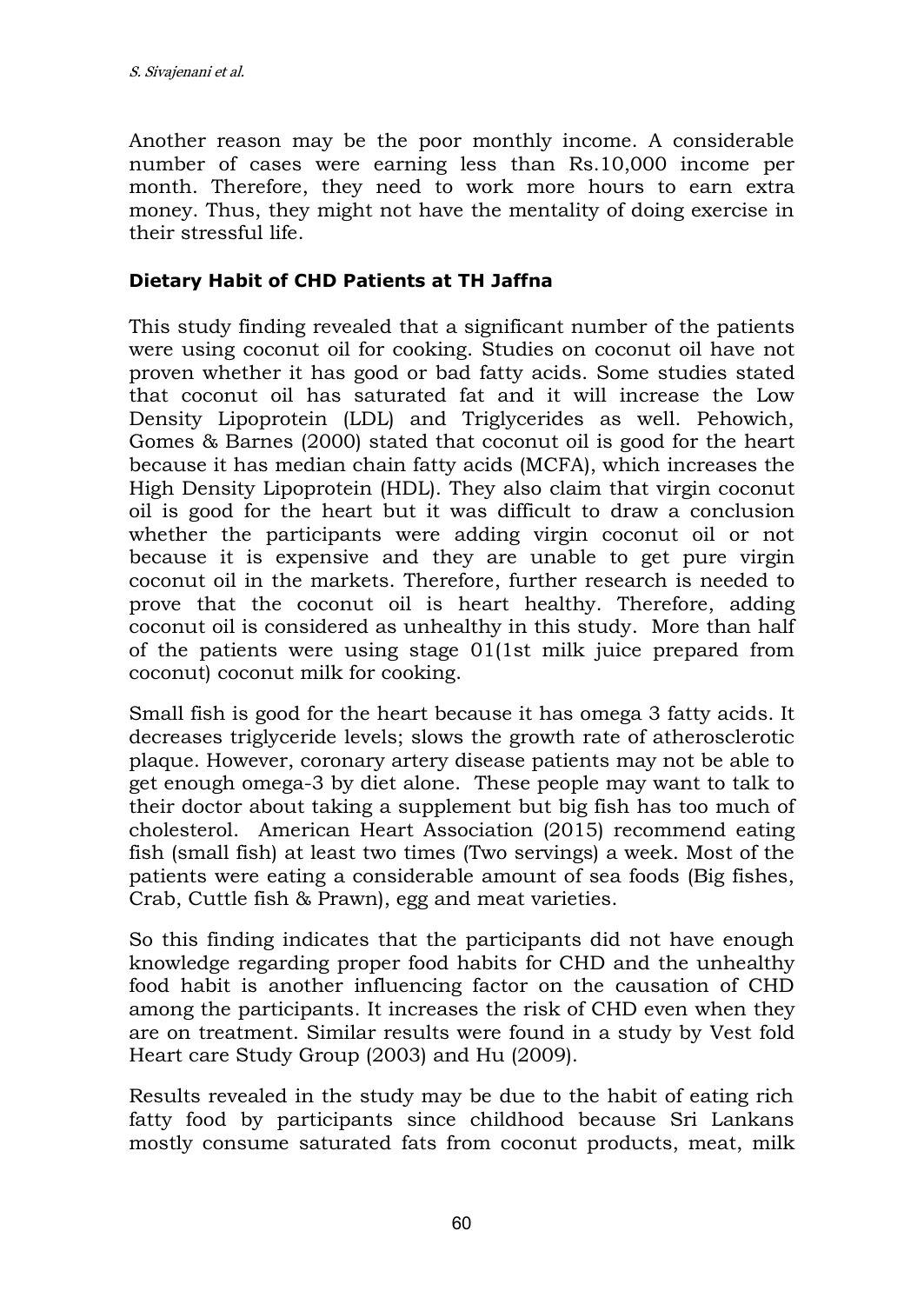Another reason may be the poor monthly income. A considerable number of cases were earning less than Rs.10,000 income per month. Therefore, they need to work more hours to earn extra money. Thus, they might not have the mentality of doing exercise in their stressful life.

### Dietary Habit of CHD Patients at TH Jaffna

This study finding revealed that a significant number of the patients were using coconut oil for cooking. Studies on coconut oil have not proven whether it has good or bad fatty acids. Some studies stated that coconut oil has saturated fat and it will increase the Low Density Lipoprotein (LDL) and Triglycerides as well. Pehowich, Gomes & Barnes (2000) stated that coconut oil is good for the heart because it has median chain fatty acids (MCFA), which increases the High Density Lipoprotein (HDL). They also claim that virgin coconut oil is good for the heart but it was difficult to draw a conclusion whether the participants were adding virgin coconut oil or not because it is expensive and they are unable to get pure virgin coconut oil in the markets. Therefore, further research is needed to prove that the coconut oil is heart healthy. Therefore, adding coconut oil is considered as unhealthy in this study. More than half of the patients were using stage 01(1st milk juice prepared from coconut) coconut milk for cooking.

Small fish is good for the heart because it has omega 3 fatty acids. It decreases triglyceride levels; slows the growth rate of atherosclerotic plaque. However, coronary artery disease patients may not be able to get enough omega-3 by diet alone. These people may want to talk to their doctor about taking a supplement but big fish has too much of cholesterol. American Heart Association (2015) recommend eating fish (small fish) at least two times (Two servings) a week. Most of the patients were eating a considerable amount of sea foods (Big fishes, Crab, Cuttle fish & Prawn), egg and meat varieties.

So this finding indicates that the participants did not have enough knowledge regarding proper food habits for CHD and the unhealthy food habit is another influencing factor on the causation of CHD among the participants. It increases the risk of CHD even when they are on treatment. Similar results were found in a study by Vest fold Heart care Study Group (2003) and Hu (2009).

Results revealed in the study may be due to the habit of eating rich fatty food by participants since childhood because Sri Lankans mostly consume saturated fats from coconut products, meat, milk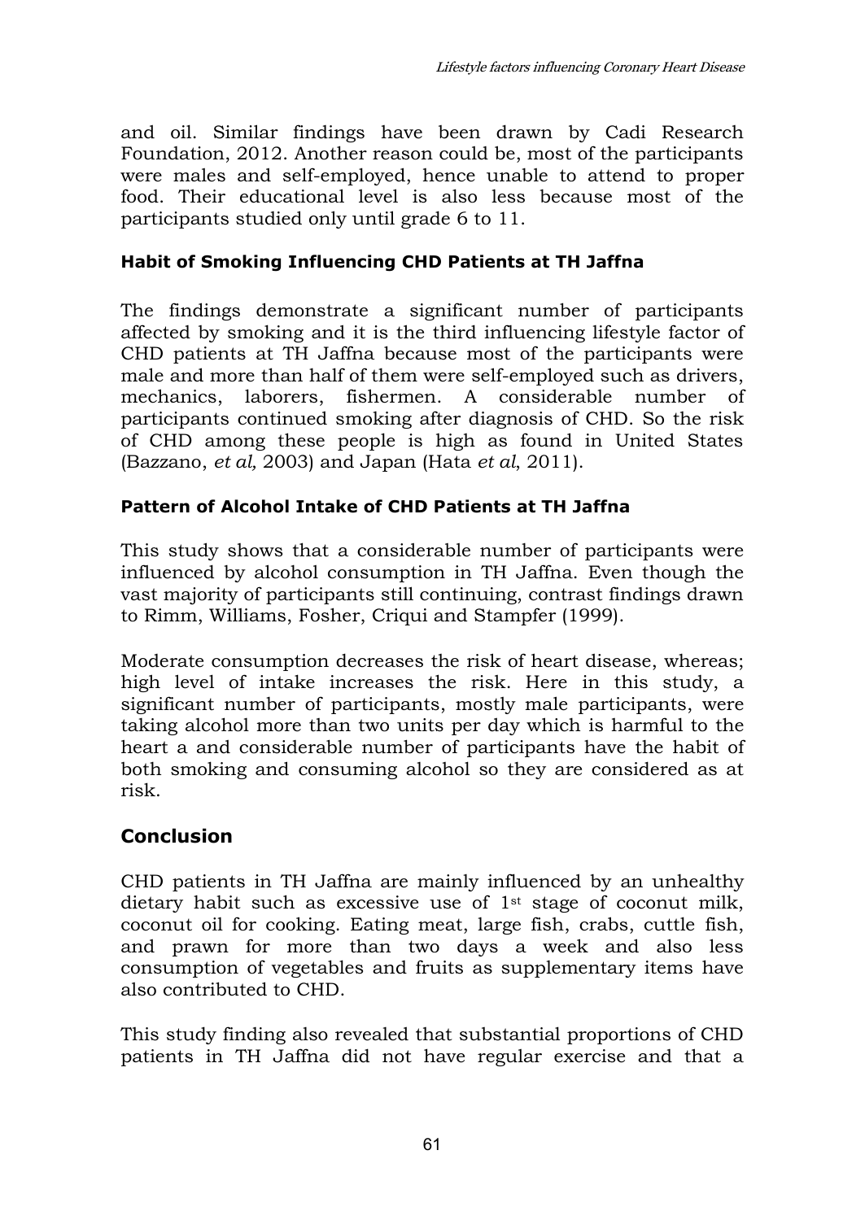and oil. Similar findings have been drawn by Cadi Research Foundation, 2012. Another reason could be, most of the participants were males and self-employed, hence unable to attend to proper food. Their educational level is also less because most of the participants studied only until grade 6 to 11.

### Habit of Smoking Influencing CHD Patients at TH Jaffna

The findings demonstrate a significant number of participants affected by smoking and it is the third influencing lifestyle factor of CHD patients at TH Jaffna because most of the participants were male and more than half of them were self-employed such as drivers, mechanics, laborers, fishermen. A considerable number of participants continued smoking after diagnosis of CHD. So the risk of CHD among these people is high as found in United States (Bazzano, *et al,* 2003) and Japan (Hata *et al*, 2011).

### Pattern of Alcohol Intake of CHD Patients at TH Jaffna

This study shows that a considerable number of participants were influenced by alcohol consumption in TH Jaffna. Even though the vast majority of participants still continuing, contrast findings drawn to Rimm, Williams, Fosher, Criqui and Stampfer (1999).

Moderate consumption decreases the risk of heart disease, whereas; high level of intake increases the risk. Here in this study, a significant number of participants, mostly male participants, were taking alcohol more than two units per day which is harmful to the heart a and considerable number of participants have the habit of both smoking and consuming alcohol so they are considered as at risk.

## Conclusion

CHD patients in TH Jaffna are mainly influenced by an unhealthy dietary habit such as excessive use of 1st stage of coconut milk, coconut oil for cooking. Eating meat, large fish, crabs, cuttle fish, and prawn for more than two days a week and also less consumption of vegetables and fruits as supplementary items have also contributed to CHD.

This study finding also revealed that substantial proportions of CHD patients in TH Jaffna did not have regular exercise and that a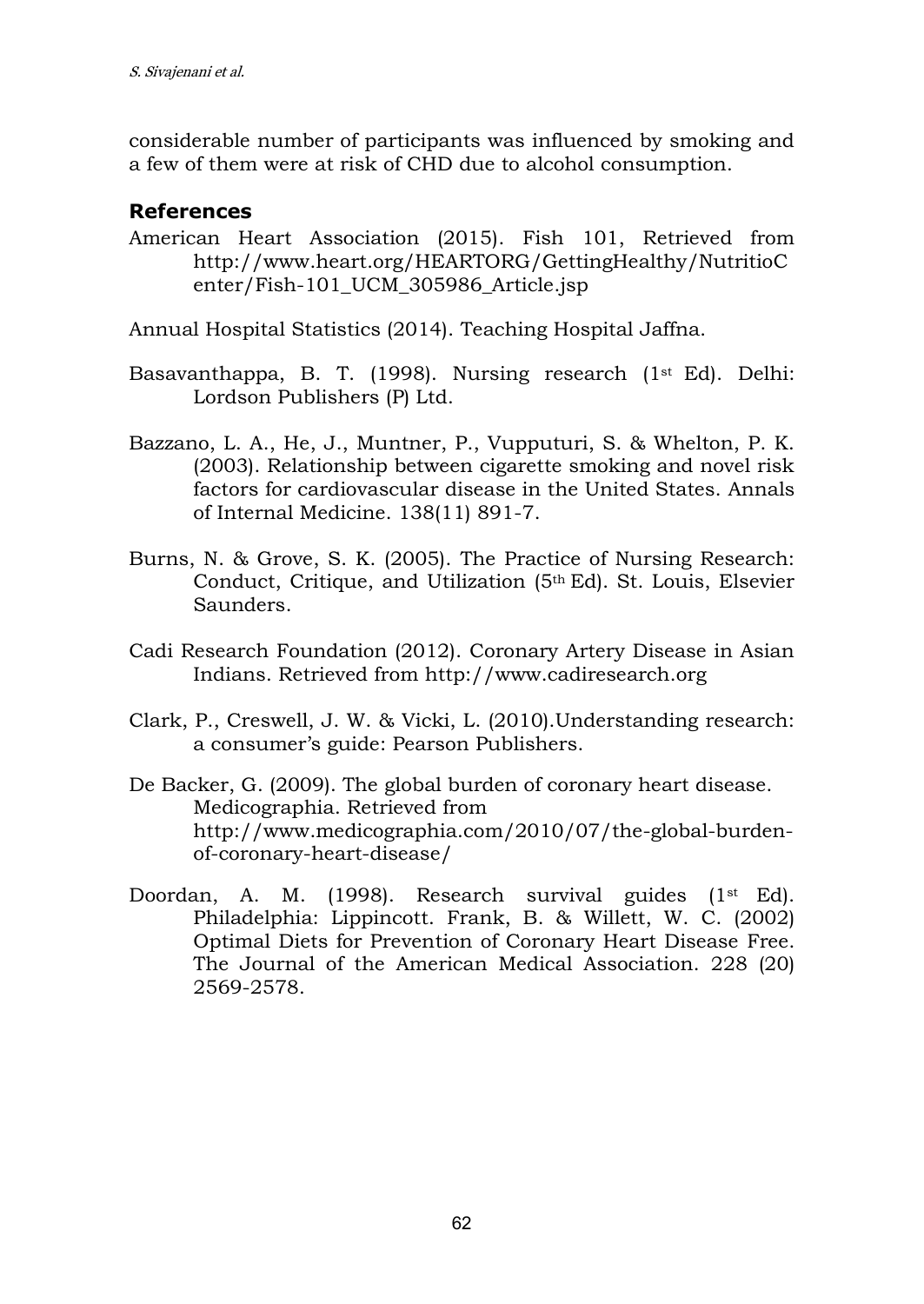considerable number of participants was influenced by smoking and a few of them were at risk of CHD due to alcohol consumption.

## References

American Heart Association (2015). Fish 101, Retrieved from http://www.heart.org/HEARTORG/GettingHealthy/NutritioCenter/Fish-101_UCM_305986_Article.jsp

Annual Hospital Statistics (2014). Teaching Hospital Jaffna.

Basavanthappa, B. T. (1998). Nursing research (1st Ed). Delhi: Lordson Publishers (P) Ltd.

Bazzano, L. A., He, J., Muntner, P., Vupputuri, S. & Whelton, P. K. (2003). Relationship between cigarette smoking and novel risk factors for cardiovascular disease in the United States. Annals of Internal Medicine. 138(11) 891-7.

Burns, N. & Grove, S. K. (2005). The Practice of Nursing Research: Conduct, Critique, and Utilization (5th Ed). St. Louis, Elsevier Saunders.

Cadi Research Foundation (2012). Coronary Artery Disease in Asian Indians. Retrieved from http://www.cadiresearch.org

Clark, P., Creswell, J. W. & Vicki, L. (2010).Understanding research: a consumer's guide: Pearson Publishers.

De Backer, G. (2009). The global burden of coronary heart disease. Medicographia. Retrieved from http://www.medicographia.com/2010/07/the-global-burden-of-coronary-heart-disease/

Doordan, A. M. (1998). Research survival guides (1st Ed). Philadelphia: Lippincott. Frank, B. & Willett, W. C. (2002) Optimal Diets for Prevention of Coronary Heart Disease Free. The Journal of the American Medical Association. 228 (20) 2569-2578.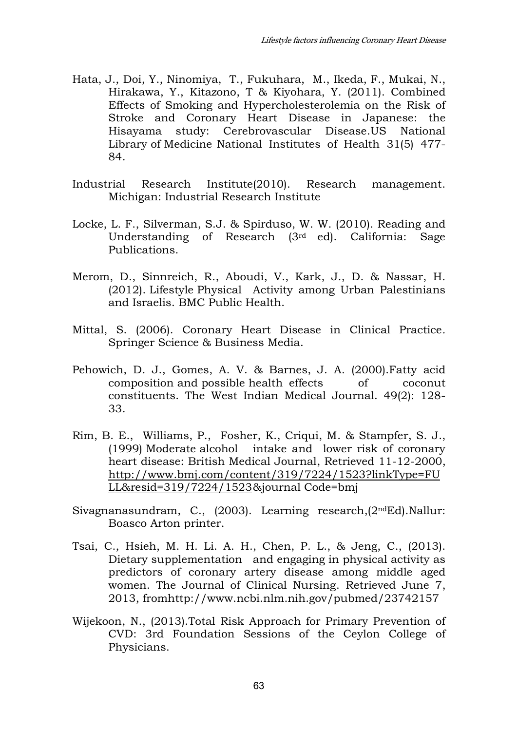Hata, J., Doi, Y., Ninomiya, T., Fukuhara, M., Ikeda, F., Mukai, N., Hirakawa, Y., Kitazono, T & Kiyohara, Y. (2011). Combined Effects of Smoking and Hypercholesterolemia on the Risk of Stroke and Coronary Heart Disease in Japanese: the Hisayama study: Cerebrovascular Disease.US National Library of Medicine National Institutes of Health 31(5) 477-84.

Industrial Research Institute(2010). Research management. Michigan: Industrial Research Institute

Locke, L. F., Silverman, S.J. & Spirduso, W. W. (2010). Reading and Understanding of Research (3rd ed). California: Sage Publications.

Merom, D., Sinnreich, R., Aboudi, V., Kark, J., D. & Nassar, H. (2012). Lifestyle Physical Activity among Urban Palestinians and Israelis. BMC Public Health.

Mittal, S. (2006). Coronary Heart Disease in Clinical Practice. Springer Science & Business Media.

Pehowich, D. J., Gomes, A. V. & Barnes, J. A. (2000).Fatty acid composition and possible health effects of coconut constituents. The West Indian Medical Journal. 49(2): 128-33.

Rim, B. E., Williams, P., Fosher, K., Criqui, M. & Stampfer, S. J., (1999) Moderate alcohol intake and lower risk of coronary heart disease: British Medical Journal, Retrieved 11-12-2000, http://www.bmj.com/content/319/7224/1523?linkType=FULL&resid=319/7224/1523&journal Code=bmj

Sivagnanasundram, C., (2003). Learning research,(2ndEd).Nallur: Boasco Arton printer.

Tsai, C., Hsieh, M. H. Li. A. H., Chen, P. L., & Jeng, C., (2013). Dietary supplementation and engaging in physical activity as predictors of coronary artery disease among middle aged women. The Journal of Clinical Nursing. Retrieved June 7, 2013, fromhttp://www.ncbi.nlm.nih.gov/pubmed/23742157

Wijekoon, N., (2013).Total Risk Approach for Primary Prevention of CVD: 3rd Foundation Sessions of the Ceylon College of Physicians.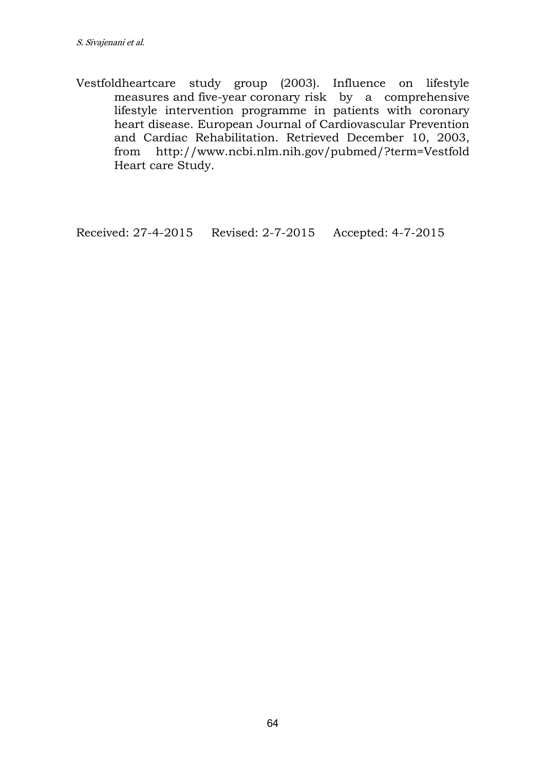Vestfoldheartcare study group (2003). Influence on lifestyle measures and five-year coronary risk by a comprehensive lifestyle intervention programme in patients with coronary heart disease. European Journal of Cardiovascular Prevention and Cardiac Rehabilitation. Retrieved December 10, 2003, from http://www.ncbi.nlm.nih.gov/pubmed/?term=Vestfold Heart care Study.

Received: 27-4-2015 Revised: 2-7-2015 Accepted: 4-7-2015